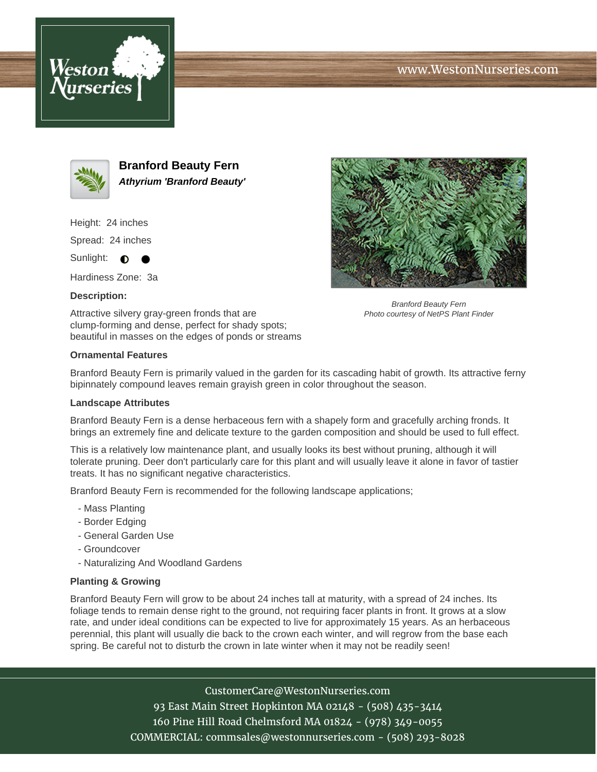www.WestonNurseries.com

# Branford Beauty Fern

***Athyrium 'Branford Beauty'***

Height: 24 inches

Spread: 24 inches

Sunlight: ◐ ●

Hardiness Zone: 3a

**Description:**

Attractive silvery gray-green fronds that are clump-forming and dense, perfect for shady spots; beautiful in masses on the edges of ponds or streams

*Branford Beauty Fern*
*Photo courtesy of NetPS Plant Finder*

**Ornamental Features**

Branford Beauty Fern is primarily valued in the garden for its cascading habit of growth. Its attractive ferny bipinnately compound leaves remain grayish green in color throughout the season.

**Landscape Attributes**

Branford Beauty Fern is a dense herbaceous fern with a shapely form and gracefully arching fronds. It brings an extremely fine and delicate texture to the garden composition and should be used to full effect.

This is a relatively low maintenance plant, and usually looks its best without pruning, although it will tolerate pruning. Deer don't particularly care for this plant and will usually leave it alone in favor of tastier treats. It has no significant negative characteristics.

Branford Beauty Fern is recommended for the following landscape applications;

- Mass Planting
- Border Edging
- General Garden Use
- Groundcover
- Naturalizing And Woodland Gardens

**Planting & Growing**

Branford Beauty Fern will grow to be about 24 inches tall at maturity, with a spread of 24 inches. Its foliage tends to remain dense right to the ground, not requiring facer plants in front. It grows at a slow rate, and under ideal conditions can be expected to live for approximately 15 years. As an herbaceous perennial, this plant will usually die back to the crown each winter, and will regrow from the base each spring. Be careful not to disturb the crown in late winter when it may not be readily seen!

CustomerCare@WestonNurseries.com
93 East Main Street Hopkinton MA 02148 - (508) 435-3414
160 Pine Hill Road Chelmsford MA 01824 - (978) 349-0055
COMMERCIAL: commsales@westonnurseries.com - (508) 293-8028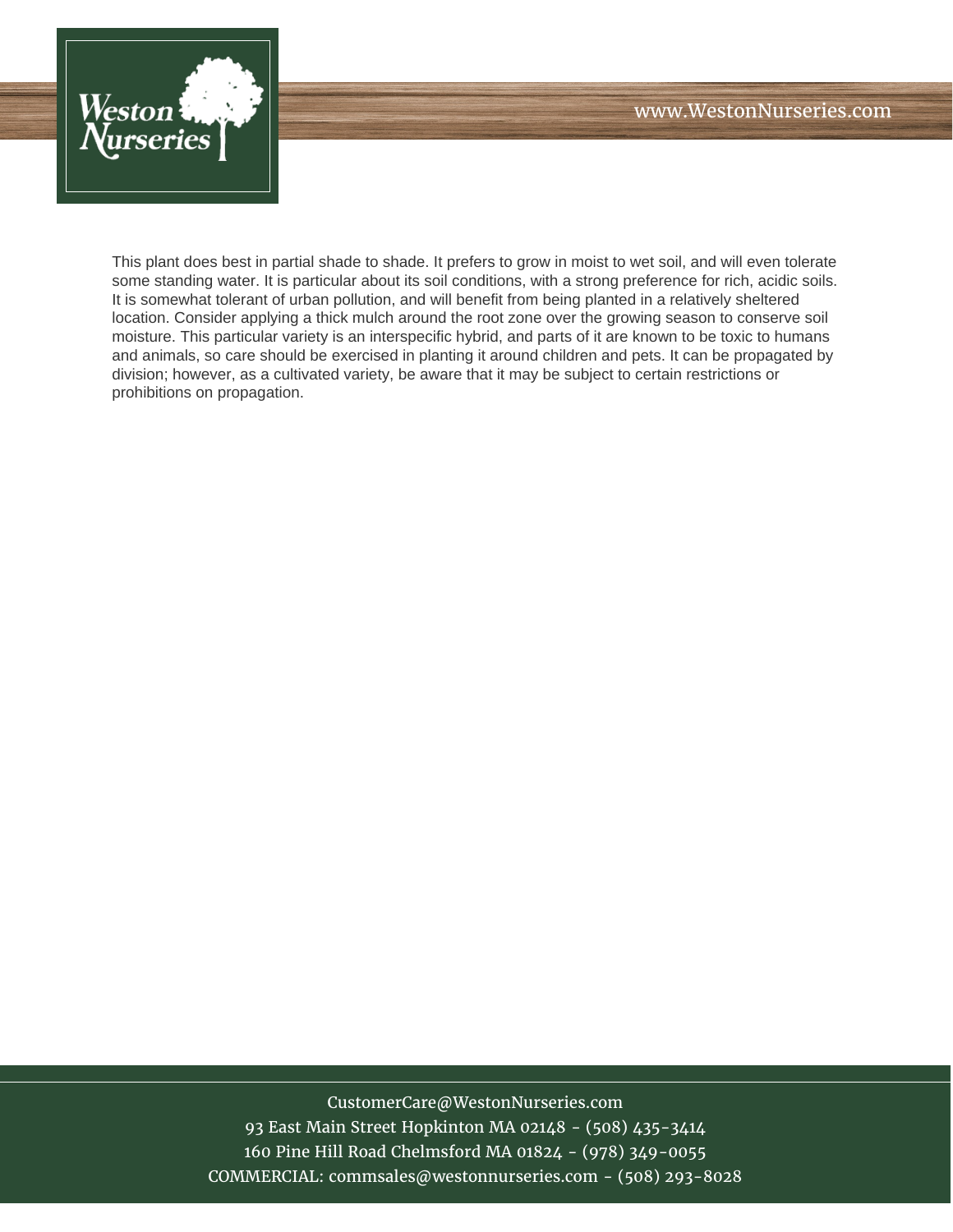This plant does best in partial shade to shade. It prefers to grow in moist to wet soil, and will even tolerate some standing water. It is particular about its soil conditions, with a strong preference for rich, acidic soils. It is somewhat tolerant of urban pollution, and will benefit from being planted in a relatively sheltered location. Consider applying a thick mulch around the root zone over the growing season to conserve soil moisture. This particular variety is an interspecific hybrid, and parts of it are known to be toxic to humans and animals, so care should be exercised in planting it around children and pets. It can be propagated by division; however, as a cultivated variety, be aware that it may be subject to certain restrictions or prohibitions on propagation.